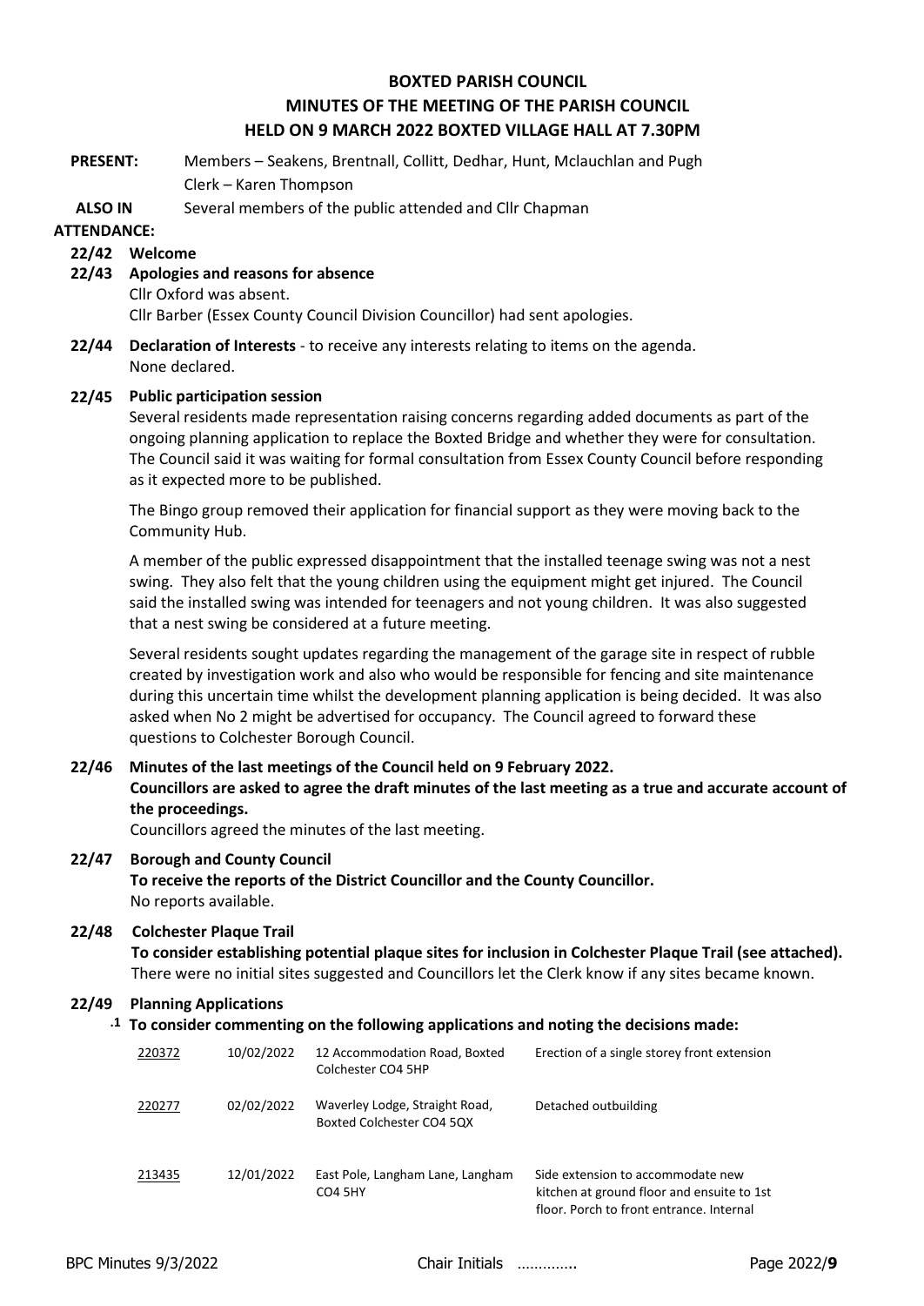# BOXTED PARISH COUNCIL
## MINUTES OF THE MEETING OF THE PARISH COUNCIL
## HELD ON 9 MARCH 2022 BOXTED VILLAGE HALL AT 7.30PM

**PRESENT:** Members – Seakens, Brentnall, Collitt, Dedhar, Hunt, Mclauchlan and Pugh
Clerk – Karen Thompson

**ALSO IN ATTENDANCE:** Several members of the public attended and Cllr Chapman

**22/42 Welcome**

**22/43 Apologies and reasons for absence**

Cllr Oxford was absent.

Cllr Barber (Essex County Council Division Councillor) had sent apologies.

**22/44 Declaration of Interests** - to receive any interests relating to items on the agenda.

None declared.

**22/45 Public participation session**

Several residents made representation raising concerns regarding added documents as part of the ongoing planning application to replace the Boxted Bridge and whether they were for consultation. The Council said it was waiting for formal consultation from Essex County Council before responding as it expected more to be published.

The Bingo group removed their application for financial support as they were moving back to the Community Hub.

A member of the public expressed disappointment that the installed teenage swing was not a nest swing. They also felt that the young children using the equipment might get injured. The Council said the installed swing was intended for teenagers and not young children. It was also suggested that a nest swing be considered at a future meeting.

Several residents sought updates regarding the management of the garage site in respect of rubble created by investigation work and also who would be responsible for fencing and site maintenance during this uncertain time whilst the development planning application is being decided. It was also asked when No 2 might be advertised for occupancy. The Council agreed to forward these questions to Colchester Borough Council.

**22/46 Minutes of the last meetings of the Council held on 9 February 2022.**

**Councillors are asked to agree the draft minutes of the last meeting as a true and accurate account of the proceedings.**

Councillors agreed the minutes of the last meeting.

**22/47 Borough and County Council**

**To receive the reports of the District Councillor and the County Councillor.**

No reports available.

**22/48 Colchester Plaque Trail**

**To consider establishing potential plaque sites for inclusion in Colchester Plaque Trail (see attached).**

There were no initial sites suggested and Councillors let the Clerk know if any sites became known.

**22/49 Planning Applications**

**.1 To consider commenting on the following applications and noting the decisions made:**

| | | | |
|---|---|---|---|
| 220372 | 10/02/2022 | 12 Accommodation Road, Boxted Colchester CO4 5HP | Erection of a single storey front extension |
| 220277 | 02/02/2022 | Waverley Lodge, Straight Road, Boxted Colchester CO4 5QX | Detached outbuilding |
| 213435 | 12/01/2022 | East Pole, Langham Lane, Langham CO4 5HY | Side extension to accommodate new kitchen at ground floor and ensuite to 1st floor. Porch to front entrance. Internal |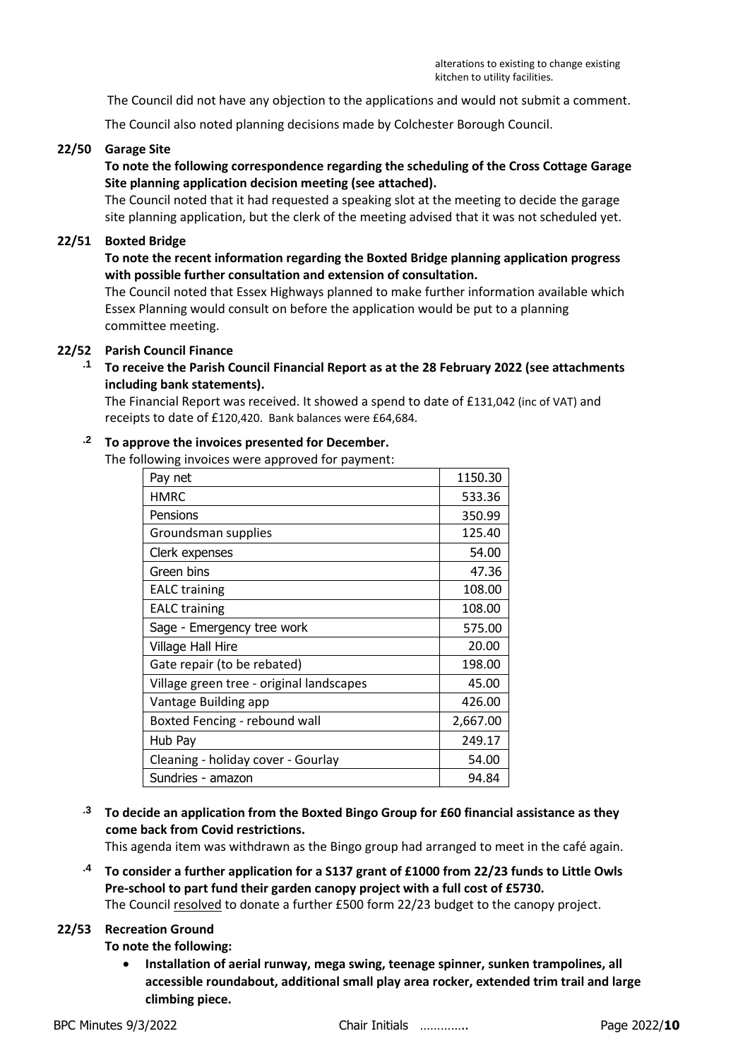alterations to existing to change existing kitchen to utility facilities.

The Council did not have any objection to the applications and would not submit a comment.

The Council also noted planning decisions made by Colchester Borough Council.

**22/50 Garage Site**

**To note the following correspondence regarding the scheduling of the Cross Cottage Garage Site planning application decision meeting (see attached).**

The Council noted that it had requested a speaking slot at the meeting to decide the garage site planning application, but the clerk of the meeting advised that it was not scheduled yet.

**22/51 Boxted Bridge**

**To note the recent information regarding the Boxted Bridge planning application progress with possible further consultation and extension of consultation.**

The Council noted that Essex Highways planned to make further information available which Essex Planning would consult on before the application would be put to a planning committee meeting.

**22/52 Parish Council Finance**

**.1 To receive the Parish Council Financial Report as at the 28 February 2022 (see attachments including bank statements).**

The Financial Report was received. It showed a spend to date of £131,042 (inc of VAT) and receipts to date of £120,420. Bank balances were £64,684.

**.2 To approve the invoices presented for December.**

The following invoices were approved for payment:

| Item | Amount |
|---|---|
| Pay net | 1150.30 |
| HMRC | 533.36 |
| Pensions | 350.99 |
| Groundsman supplies | 125.40 |
| Clerk expenses | 54.00 |
| Green bins | 47.36 |
| EALC training | 108.00 |
| EALC training | 108.00 |
| Sage - Emergency tree work | 575.00 |
| Village Hall Hire | 20.00 |
| Gate repair (to be rebated) | 198.00 |
| Village green tree - original landscapes | 45.00 |
| Vantage Building app | 426.00 |
| Boxted Fencing - rebound wall | 2,667.00 |
| Hub Pay | 249.17 |
| Cleaning - holiday cover - Gourlay | 54.00 |
| Sundries - amazon | 94.84 |

**.3 To decide an application from the Boxted Bingo Group for £60 financial assistance as they come back from Covid restrictions.**

This agenda item was withdrawn as the Bingo group had arranged to meet in the café again.

**.4 To consider a further application for a S137 grant of £1000 from 22/23 funds to Little Owls Pre-school to part fund their garden canopy project with a full cost of £5730.**

The Council resolved to donate a further £500 form 22/23 budget to the canopy project.

**22/53 Recreation Ground**

**To note the following:**

- **Installation of aerial runway, mega swing, teenage spinner, sunken trampolines, all accessible roundabout, additional small play area rocker, extended trim trail and large climbing piece.**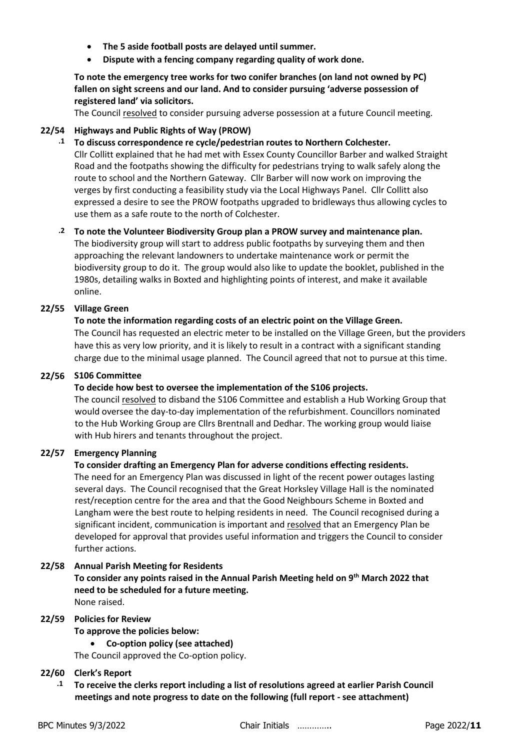- **The 5 aside football posts are delayed until summer.**
- **Dispute with a fencing company regarding quality of work done.**

**To note the emergency tree works for two conifer branches (on land not owned by PC) fallen on sight screens and our land. And to consider pursuing 'adverse possession of registered land' via solicitors.**

The Council resolved to consider pursuing adverse possession at a future Council meeting.

**22/54 Highways and Public Rights of Way (PROW)**

**.1 To discuss correspondence re cycle/pedestrian routes to Northern Colchester.**

Cllr Collitt explained that he had met with Essex County Councillor Barber and walked Straight Road and the footpaths showing the difficulty for pedestrians trying to walk safely along the route to school and the Northern Gateway. Cllr Barber will now work on improving the verges by first conducting a feasibility study via the Local Highways Panel. Cllr Collitt also expressed a desire to see the PROW footpaths upgraded to bridleways thus allowing cycles to use them as a safe route to the north of Colchester.

**.2 To note the Volunteer Biodiversity Group plan a PROW survey and maintenance plan.**

The biodiversity group will start to address public footpaths by surveying them and then approaching the relevant landowners to undertake maintenance work or permit the biodiversity group to do it. The group would also like to update the booklet, published in the 1980s, detailing walks in Boxted and highlighting points of interest, and make it available online.

**22/55 Village Green**

**To note the information regarding costs of an electric point on the Village Green.**

The Council has requested an electric meter to be installed on the Village Green, but the providers have this as very low priority, and it is likely to result in a contract with a significant standing charge due to the minimal usage planned. The Council agreed that not to pursue at this time.

**22/56 S106 Committee**

**To decide how best to oversee the implementation of the S106 projects.**

The council resolved to disband the S106 Committee and establish a Hub Working Group that would oversee the day-to-day implementation of the refurbishment. Councillors nominated to the Hub Working Group are Cllrs Brentnall and Dedhar. The working group would liaise with Hub hirers and tenants throughout the project.

**22/57 Emergency Planning**

**To consider drafting an Emergency Plan for adverse conditions effecting residents.**

The need for an Emergency Plan was discussed in light of the recent power outages lasting several days. The Council recognised that the Great Horksley Village Hall is the nominated rest/reception centre for the area and that the Good Neighbours Scheme in Boxted and Langham were the best route to helping residents in need. The Council recognised during a significant incident, communication is important and resolved that an Emergency Plan be developed for approval that provides useful information and triggers the Council to consider further actions.

**22/58 Annual Parish Meeting for Residents**

**To consider any points raised in the Annual Parish Meeting held on 9th March 2022 that need to be scheduled for a future meeting.**

None raised.

**22/59 Policies for Review**

**To approve the policies below:**

- **Co-option policy (see attached)**

The Council approved the Co-option policy.

**22/60 Clerk's Report**

**.1 To receive the clerks report including a list of resolutions agreed at earlier Parish Council meetings and note progress to date on the following (full report - see attachment)**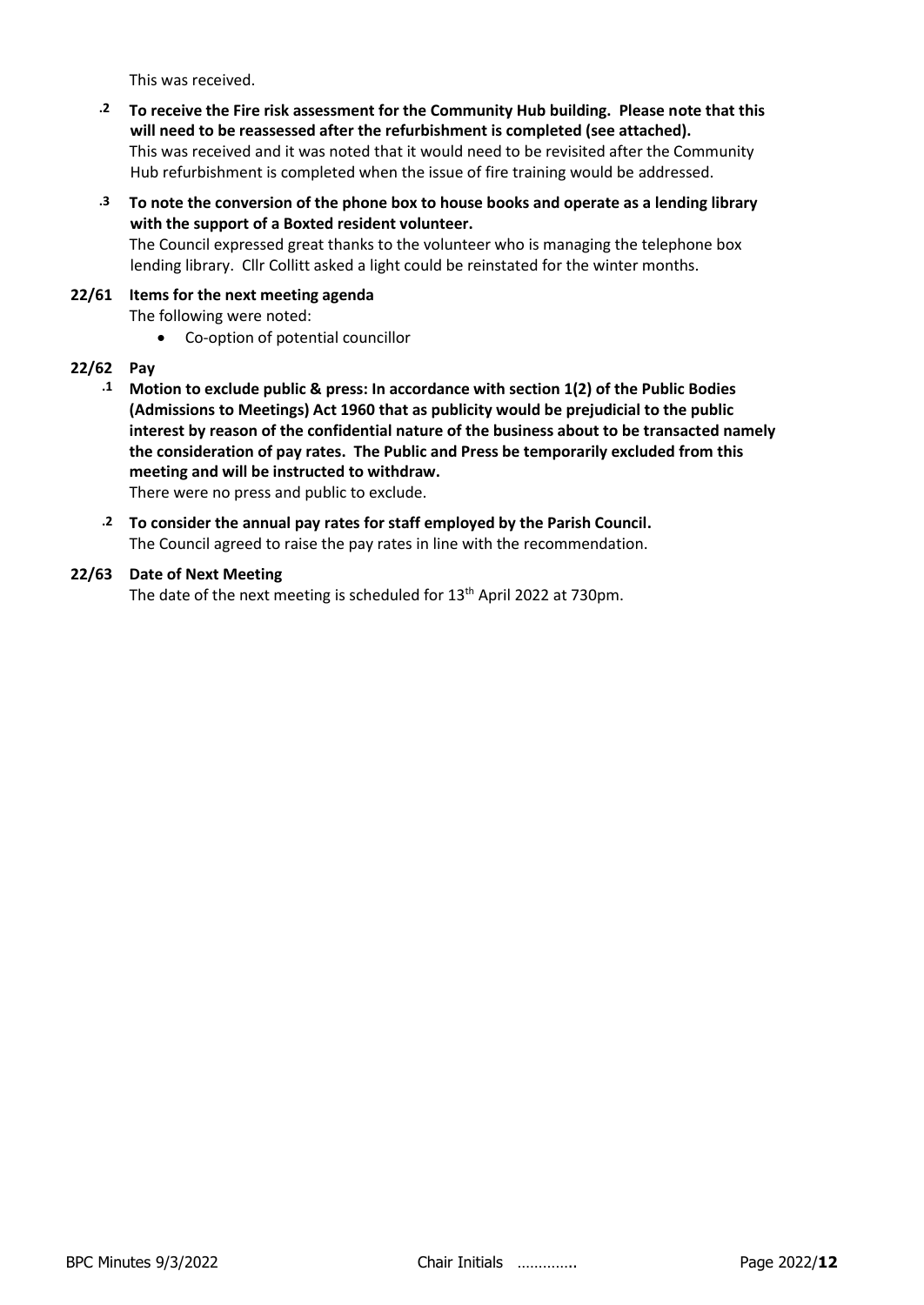This was received.

**.2 To receive the Fire risk assessment for the Community Hub building. Please note that this will need to be reassessed after the refurbishment is completed (see attached).**
This was received and it was noted that it would need to be revisited after the Community Hub refurbishment is completed when the issue of fire training would be addressed.

**.3 To note the conversion of the phone box to house books and operate as a lending library with the support of a Boxted resident volunteer.**
The Council expressed great thanks to the volunteer who is managing the telephone box lending library. Cllr Collitt asked a light could be reinstated for the winter months.

**22/61 Items for the next meeting agenda**

The following were noted:

- Co-option of potential councillor

**22/62 Pay**

**.1 Motion to exclude public & press: In accordance with section 1(2) of the Public Bodies (Admissions to Meetings) Act 1960 that as publicity would be prejudicial to the public interest by reason of the confidential nature of the business about to be transacted namely the consideration of pay rates. The Public and Press be temporarily excluded from this meeting and will be instructed to withdraw.**
There were no press and public to exclude.

**.2 To consider the annual pay rates for staff employed by the Parish Council.**
The Council agreed to raise the pay rates in line with the recommendation.

**22/63 Date of Next Meeting**

The date of the next meeting is scheduled for 13th April 2022 at 730pm.

Chair Initials ………….